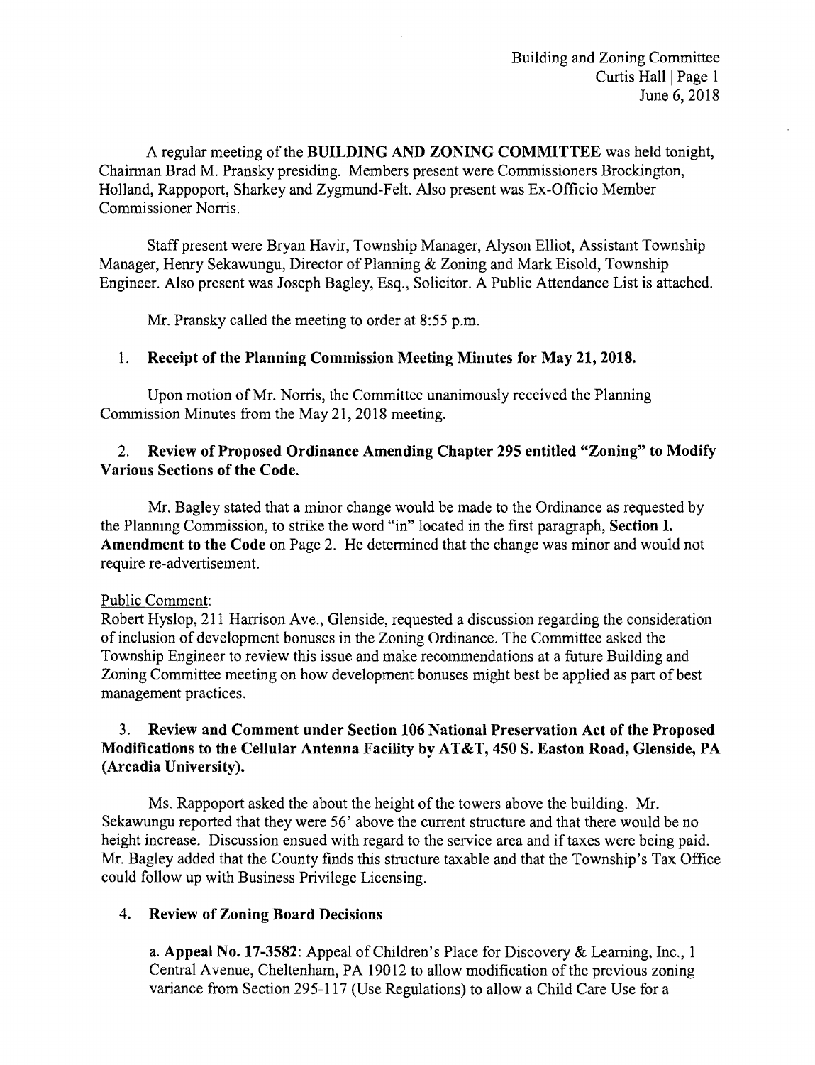A regular meeting of the **BUILDING AND ZONING COMMITTEE** was held tonight, Chairman Brad M. Pransky presiding. Members present were Commissioners Brockington, Holland, Rappoport, Sharkey and Zygmund-Felt. Also present was Ex-Officio Member Commissioner Norris.

Staff present were Bryan Havir, Township Manager, Alyson Elliot, Assistant Township Manager, Henry Sekawungu, Director of Planning & Zoning and Mark Eisold, Township Engineer. Also present was Joseph Bagley, Esq., Solicitor. A Public Attendance List is attached.

Mr. Pransky called the meeting to order at 8:55 p.m.

1. **Receipt of the Planning Commission Meeting Minutes for May 21, 2018.**

Upon motion of Mr. Norris, the Committee unanimously received the Planning Commission Minutes from the May 21, 2018 meeting.

2. **Review of Proposed Ordinance Amending Chapter 295 entitled "Zoning" to Modify Various Sections of the Code.**

Mr. Bagley stated that a minor change would be made to the Ordinance as requested by the Planning Commission, to strike the word "in" located in the first paragraph, **Section I. Amendment to the Code** on Page 2. He determined that the change was minor and would not require re-advertisement.

Public Comment:
Robert Hyslop, 211 Harrison Ave., Glenside, requested a discussion regarding the consideration of inclusion of development bonuses in the Zoning Ordinance. The Committee asked the Township Engineer to review this issue and make recommendations at a future Building and Zoning Committee meeting on how development bonuses might best be applied as part of best management practices.

3. **Review and Comment under Section 106 National Preservation Act of the Proposed Modifications to the Cellular Antenna Facility by AT&T, 450 S. Easton Road, Glenside, PA (Arcadia University).**

Ms. Rappoport asked the about the height of the towers above the building. Mr. Sekawungu reported that they were 56' above the current structure and that there would be no height increase. Discussion ensued with regard to the service area and if taxes were being paid. Mr. Bagley added that the County finds this structure taxable and that the Township's Tax Office could follow up with Business Privilege Licensing.

4. **Review of Zoning Board Decisions**

a. **Appeal No. 17-3582**: Appeal of Children's Place for Discovery & Learning, Inc., 1 Central Avenue, Cheltenham, PA 19012 to allow modification of the previous zoning variance from Section 295-117 (Use Regulations) to allow a Child Care Use for a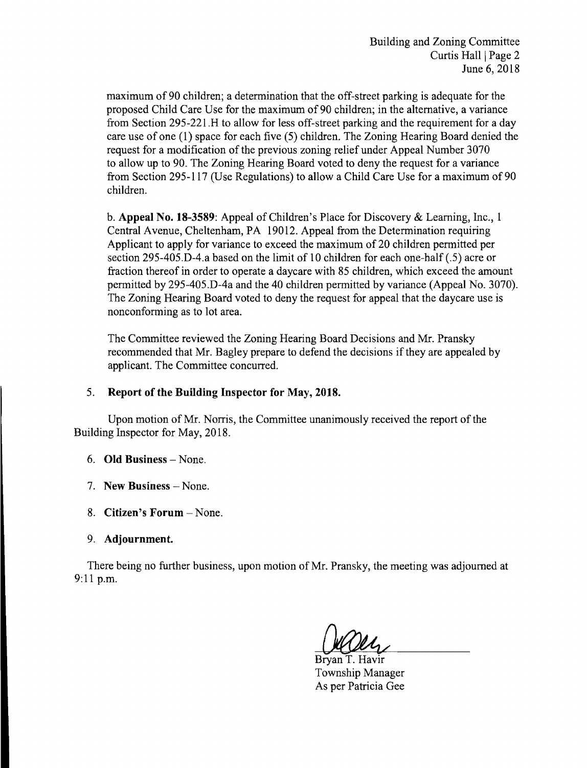maximum of 90 children; a determination that the off-street parking is adequate for the proposed Child Care Use for the maximum of 90 children; in the alternative, a variance from Section 295-221.H to allow for less off-street parking and the requirement for a day care use of one (1) space for each five (5) children. The Zoning Hearing Board denied the request for a modification of the previous zoning relief under Appeal Number 3070 to allow up to 90. The Zoning Hearing Board voted to deny the request for a variance from Section 295-117 (Use Regulations) to allow a Child Care Use for a maximum of 90 children.

b. **Appeal No. 18-3589**: Appeal of Children's Place for Discovery & Learning, Inc., 1 Central Avenue, Cheltenham, PA 19012. Appeal from the Determination requiring Applicant to apply for variance to exceed the maximum of 20 children permitted per section 295-405.D-4.a based on the limit of 10 children for each one-half (.5) acre or fraction thereof in order to operate a daycare with 85 children, which exceed the amount permitted by 295-405.D-4a and the 40 children permitted by variance (Appeal No. 3070). The Zoning Hearing Board voted to deny the request for appeal that the daycare use is nonconforming as to lot area.

The Committee reviewed the Zoning Hearing Board Decisions and Mr. Pransky recommended that Mr. Bagley prepare to defend the decisions if they are appealed by applicant. The Committee concurred.

5. **Report of the Building Inspector for May, 2018.**

Upon motion of Mr. Norris, the Committee unanimously received the report of the Building Inspector for May, 2018.

6. **Old Business** – None.

7. **New Business** – None.

8. **Citizen's Forum** – None.

9. **Adjournment.**

There being no further business, upon motion of Mr. Pransky, the meeting was adjourned at 9:11 p.m.

Bryan T. Havir
Township Manager
As per Patricia Gee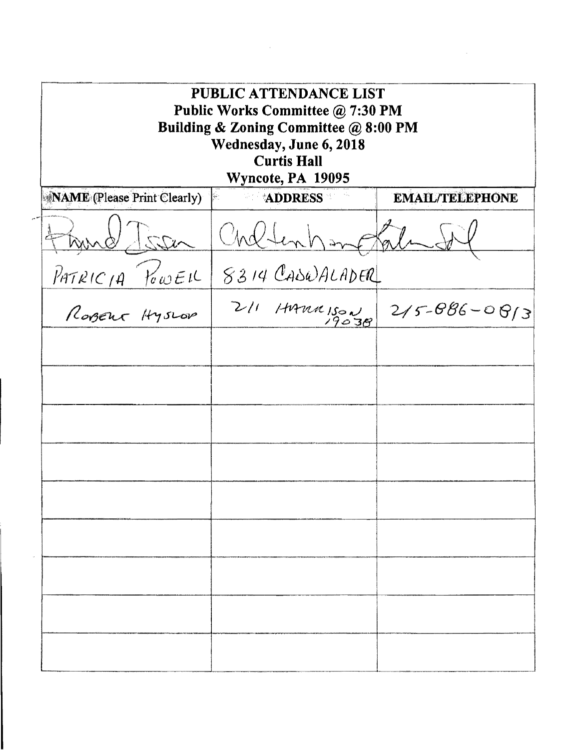**PUBLIC ATTENDANCE LIST**
**Public Works Committee @ 7:30 PM**
**Building & Zoning Committee @ 8:00 PM**
**Wednesday, June 6, 2018**
**Curtis Hall**
**Wyncote, PA 19095**

| NAME (Please Print Clearly) | ADDRESS | EMAIL/TELEPHONE |
|---|---|---|
| Raymond Isaac | Cheltenham | |
| PATRICIA POWELL | 8314 CADWALADER | |
| ROBERT HYSLOP | 211 HARRISON 19038 | 215-886-0813 |
| | | |
| | | |
| | | |
| | | |
| | | |
| | | |
| | | |
| | | |
| | | |